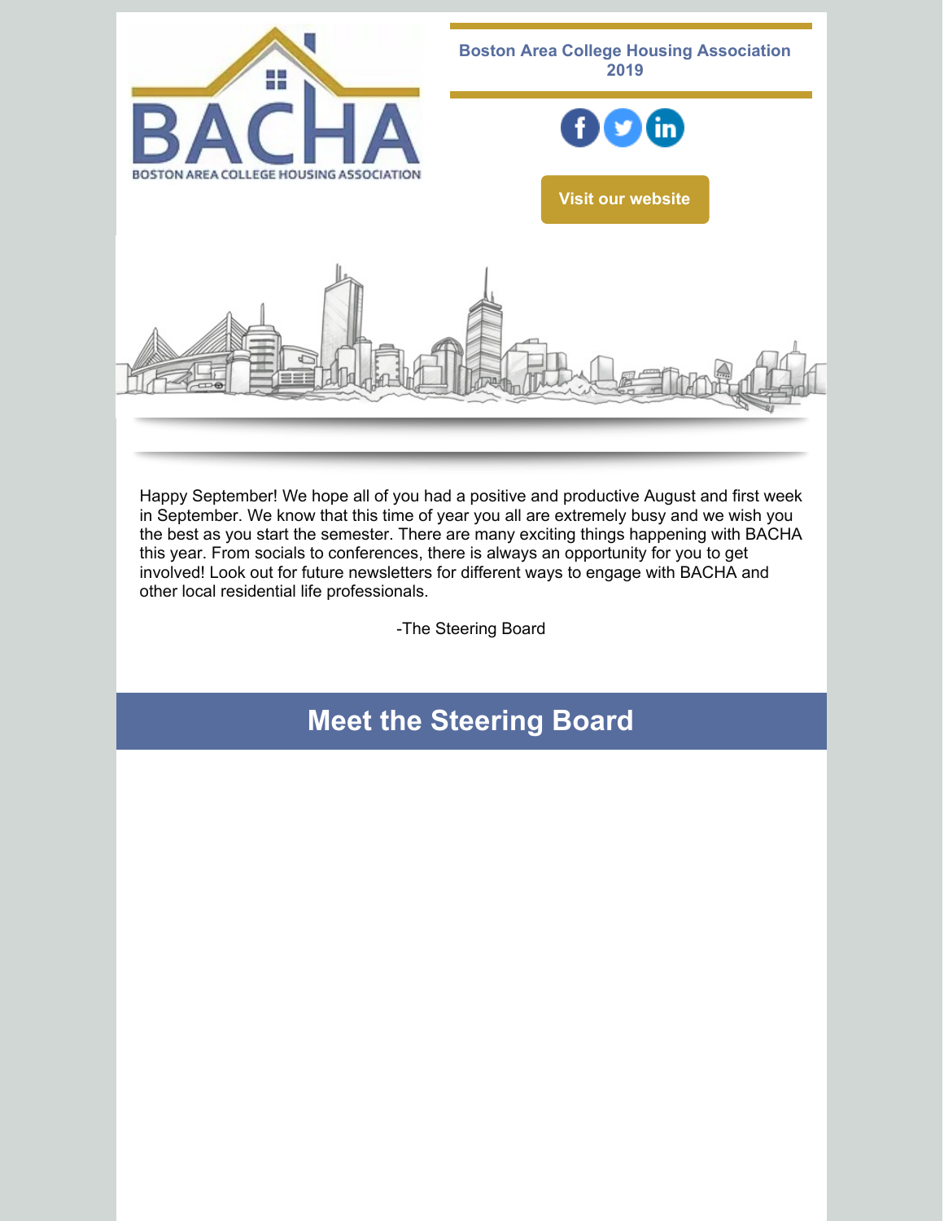BACHA

BOSTON AREA COLLEGE HOUSING ASSOCIATION

**Boston Area College Housing Association 2019**

**Visit our website**

Happy September! We hope all of you had a positive and productive August and first week in September. We know that this time of year you all are extremely busy and we wish you the best as you start the semester. There are many exciting things happening with BACHA this year. From socials to conferences, there is always an opportunity for you to get involved! Look out for future newsletters for different ways to engage with BACHA and other local residential life professionals.

-The Steering Board

## Meet the Steering Board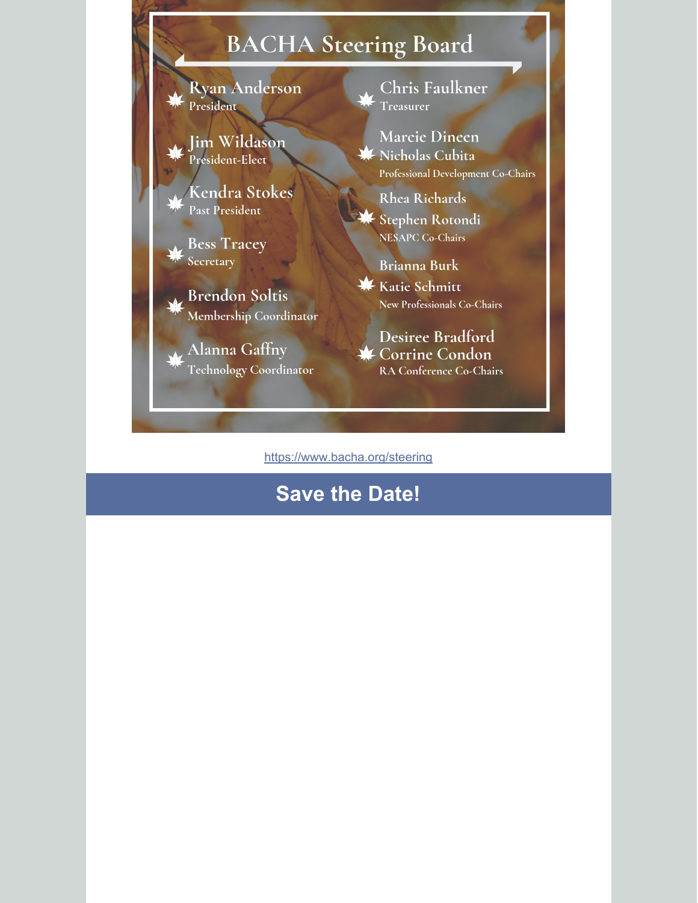# BACHA Steering Board

- **Ryan Anderson** – President
- **Jim Wildason** – President-Elect
- **Kendra Stokes** – Past President
- **Bess Tracey** – Secretary
- **Brendon Soltis** – Membership Coordinator
- **Alanna Gaffny** – Technology Coordinator
- **Chris Faulkner** – Treasurer
- **Marcie Dineen, Nicholas Cubita** – Professional Development Co-Chairs
- **Rhea Richards, Stephen Rotondi** – NESAPC Co-Chairs
- **Brianna Burk, Katie Schmitt** – New Professionals Co-Chairs
- **Desiree Bradford, Corrine Condon** – RA Conference Co-Chairs

https://www.bacha.org/steering

## Save the Date!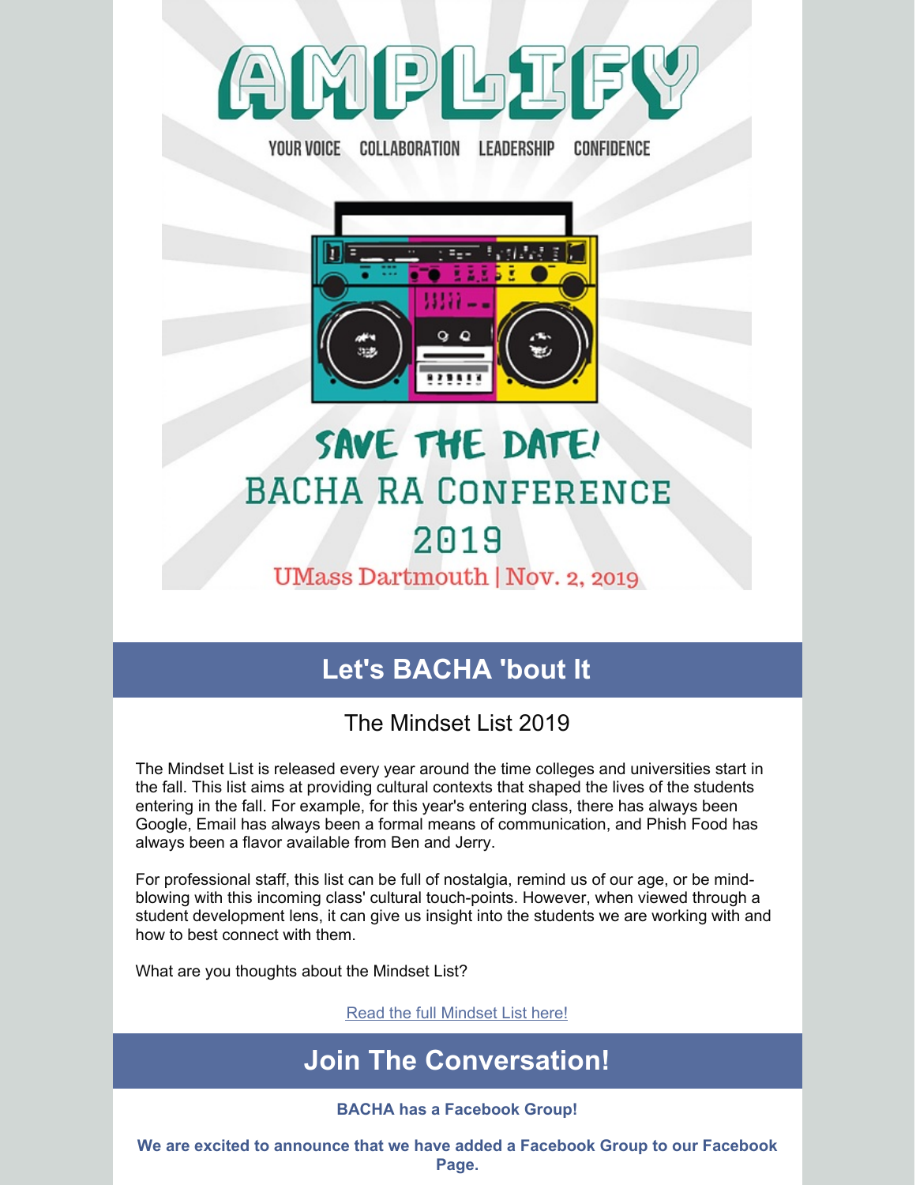# AMPLIFY

YOUR VOICE COLLABORATION LEADERSHIP CONFIDENCE

SAVE THE DATE!

BACHA RA CONFERENCE 2019

UMass Dartmouth | Nov. 2, 2019

## Let's BACHA 'bout It

### The Mindset List 2019

The Mindset List is released every year around the time colleges and universities start in the fall. This list aims at providing cultural contexts that shaped the lives of the students entering in the fall. For example, for this year's entering class, there has always been Google, Email has always been a formal means of communication, and Phish Food has always been a flavor available from Ben and Jerry.

For professional staff, this list can be full of nostalgia, remind us of our age, or be mind-blowing with this incoming class' cultural touch-points. However, when viewed through a student development lens, it can give us insight into the students we are working with and how to best connect with them.

What are you thoughts about the Mindset List?

Read the full Mindset List here!

## Join The Conversation!

**BACHA has a Facebook Group!**

**We are excited to announce that we have added a Facebook Group to our Facebook Page.**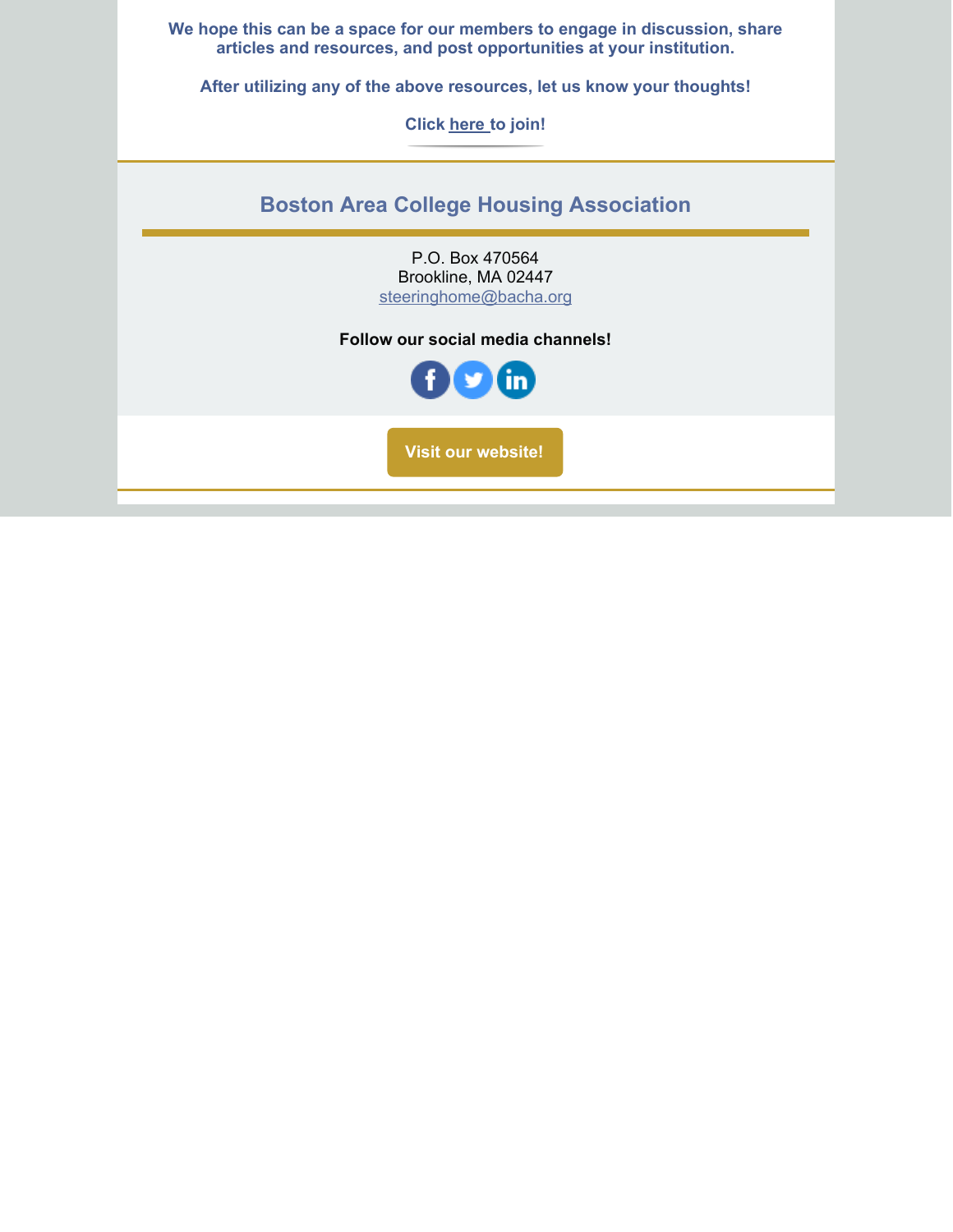**We hope this can be a space for our members to engage in discussion, share articles and resources, and post opportunities at your institution.**

**After utilizing any of the above resources, let us know your thoughts!**

**Click here to join!**

## Boston Area College Housing Association

P.O. Box 470564
Brookline, MA 02447
steeringhome@bacha.org

**Follow our social media channels!**

**Visit our website!**